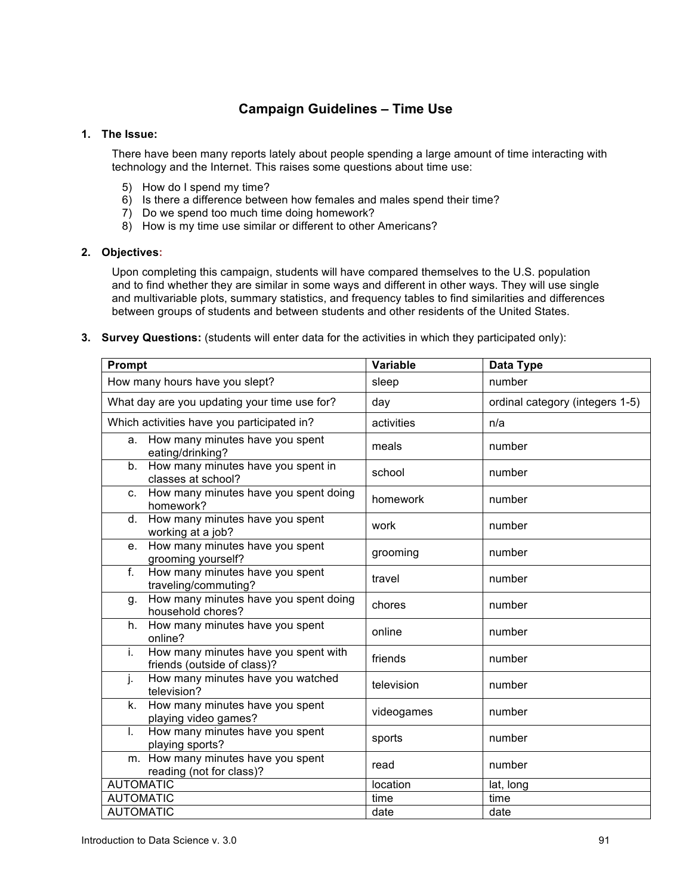# Campaign Guidelines – Time Use

1. **The Issue:**

   There have been many reports lately about people spending a large amount of time interacting with technology and the Internet. This raises some questions about time use:

   5) How do I spend my time?
   6) Is there a difference between how females and males spend their time?
   7) Do we spend too much time doing homework?
   8) How is my time use similar or different to other Americans?

2. **Objectives:**

   Upon completing this campaign, students will have compared themselves to the U.S. population and to find whether they are similar in some ways and different in other ways. They will use single and multivariable plots, summary statistics, and frequency tables to find similarities and differences between groups of students and between students and other residents of the United States.

3. **Survey Questions:** (students will enter data for the activities in which they participated only):

| Prompt | Variable | Data Type |
|---|---|---|
| How many hours have you slept? | sleep | number |
| What day are you updating your time use for? | day | ordinal category (integers 1-5) |
| Which activities have you participated in? | activities | n/a |
| a. How many minutes have you spent eating/drinking? | meals | number |
| b. How many minutes have you spent in classes at school? | school | number |
| c. How many minutes have you spent doing homework? | homework | number |
| d. How many minutes have you spent working at a job? | work | number |
| e. How many minutes have you spent grooming yourself? | grooming | number |
| f. How many minutes have you spent traveling/commuting? | travel | number |
| g. How many minutes have you spent doing household chores? | chores | number |
| h. How many minutes have you spent online? | online | number |
| i. How many minutes have you spent with friends (outside of class)? | friends | number |
| j. How many minutes have you watched television? | television | number |
| k. How many minutes have you spent playing video games? | videogames | number |
| l. How many minutes have you spent playing sports? | sports | number |
| m. How many minutes have you spent reading (not for class)? | read | number |
| AUTOMATIC | location | lat, long |
| AUTOMATIC | time | time |
| AUTOMATIC | date | date |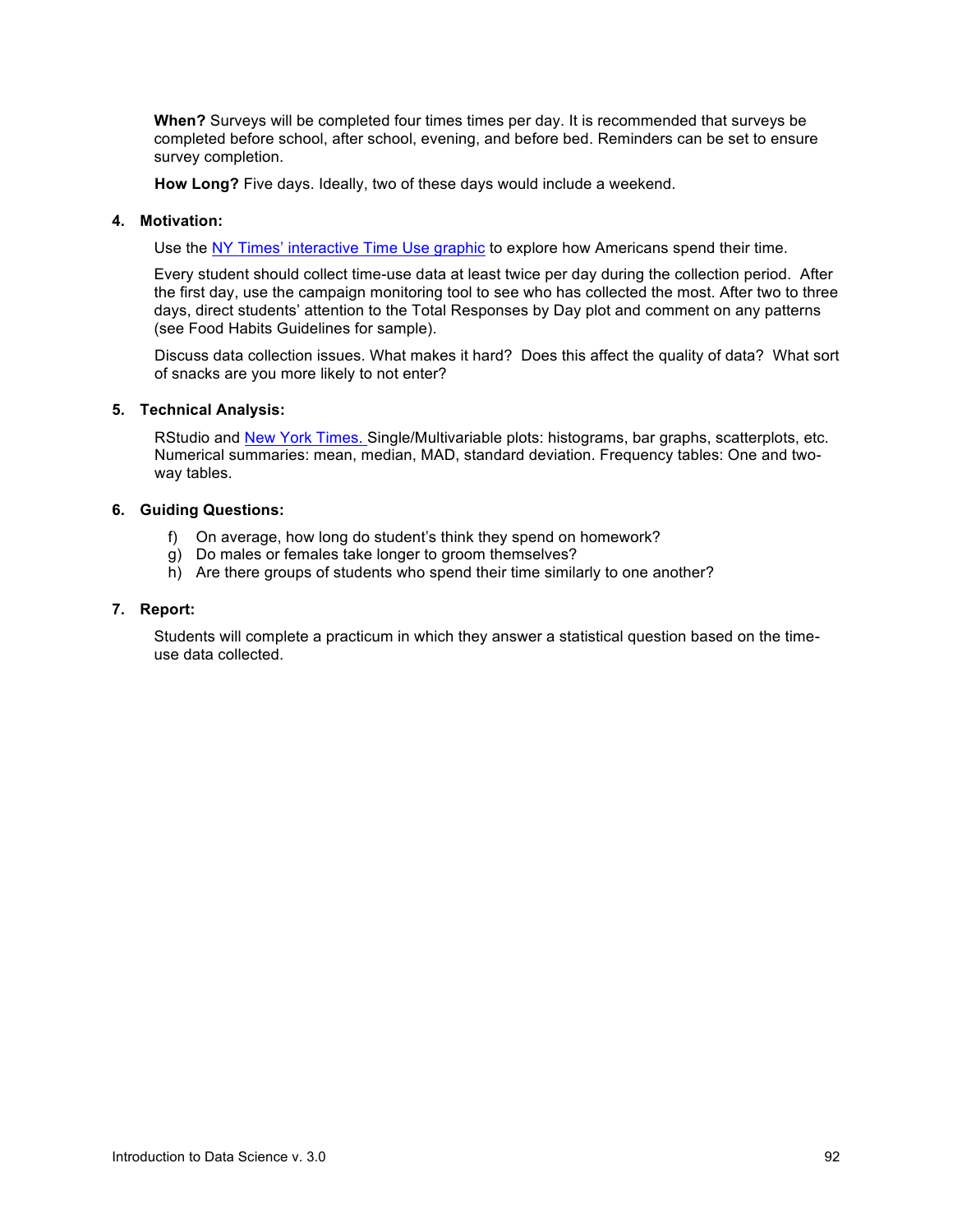**When?** Surveys will be completed four times times per day. It is recommended that surveys be completed before school, after school, evening, and before bed. Reminders can be set to ensure survey completion.

**How Long?** Five days. Ideally, two of these days would include a weekend.

4. **Motivation:**

   Use the [NY Times' interactive Time Use graphic]() to explore how Americans spend their time.

   Every student should collect time-use data at least twice per day during the collection period. After the first day, use the campaign monitoring tool to see who has collected the most. After two to three days, direct students' attention to the Total Responses by Day plot and comment on any patterns (see Food Habits Guidelines for sample).

   Discuss data collection issues. What makes it hard? Does this affect the quality of data? What sort of snacks are you more likely to not enter?

5. **Technical Analysis:**

   RStudio and [New York Times.]() Single/Multivariable plots: histograms, bar graphs, scatterplots, etc. Numerical summaries: mean, median, MAD, standard deviation. Frequency tables: One and two-way tables.

6. **Guiding Questions:**

   f) On average, how long do student's think they spend on homework?
   g) Do males or females take longer to groom themselves?
   h) Are there groups of students who spend their time similarly to one another?

7. **Report:**

   Students will complete a practicum in which they answer a statistical question based on the time-use data collected.